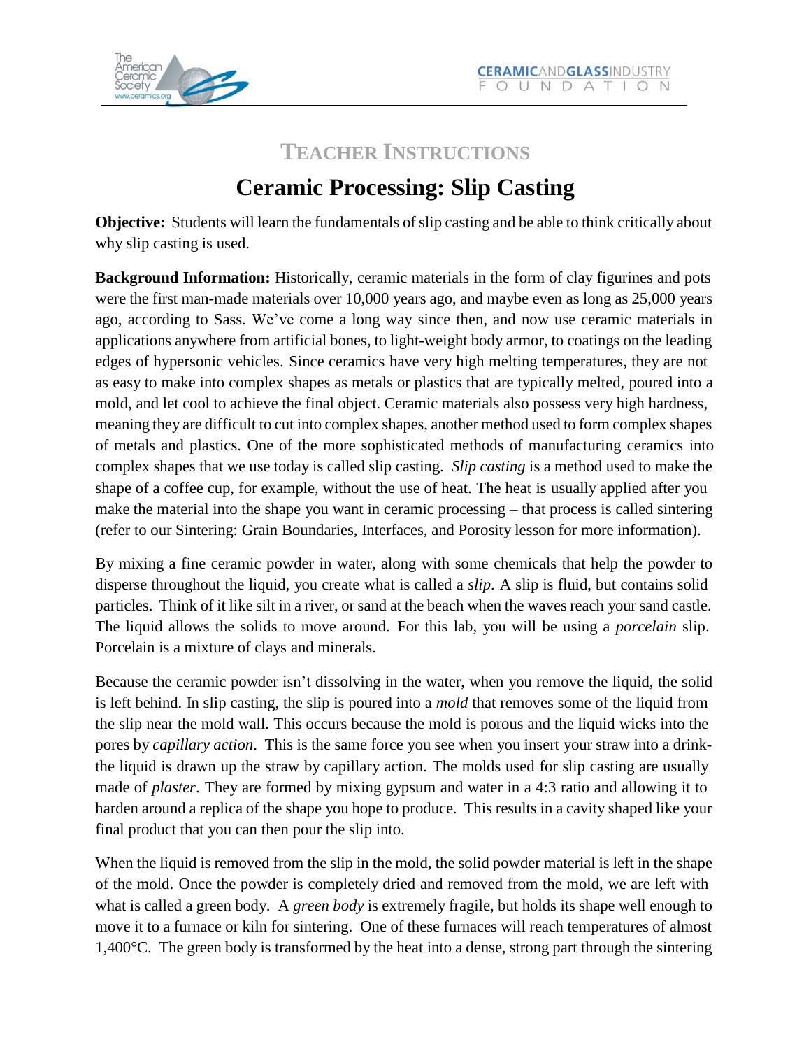## TEACHER INSTRUCTIONS

# Ceramic Processing: Slip Casting

**Objective:** Students will learn the fundamentals of slip casting and be able to think critically about why slip casting is used.

**Background Information:** Historically, ceramic materials in the form of clay figurines and pots were the first man-made materials over 10,000 years ago, and maybe even as long as 25,000 years ago, according to Sass. We've come a long way since then, and now use ceramic materials in applications anywhere from artificial bones, to light-weight body armor, to coatings on the leading edges of hypersonic vehicles. Since ceramics have very high melting temperatures, they are not as easy to make into complex shapes as metals or plastics that are typically melted, poured into a mold, and let cool to achieve the final object. Ceramic materials also possess very high hardness, meaning they are difficult to cut into complex shapes, another method used to form complex shapes of metals and plastics. One of the more sophisticated methods of manufacturing ceramics into complex shapes that we use today is called slip casting. *Slip casting* is a method used to make the shape of a coffee cup, for example, without the use of heat. The heat is usually applied after you make the material into the shape you want in ceramic processing – that process is called sintering (refer to our Sintering: Grain Boundaries, Interfaces, and Porosity lesson for more information).

By mixing a fine ceramic powder in water, along with some chemicals that help the powder to disperse throughout the liquid, you create what is called a *slip*. A slip is fluid, but contains solid particles. Think of it like silt in a river, or sand at the beach when the waves reach your sand castle. The liquid allows the solids to move around. For this lab, you will be using a *porcelain* slip. Porcelain is a mixture of clays and minerals.

Because the ceramic powder isn't dissolving in the water, when you remove the liquid, the solid is left behind. In slip casting, the slip is poured into a *mold* that removes some of the liquid from the slip near the mold wall. This occurs because the mold is porous and the liquid wicks into the pores by *capillary action*. This is the same force you see when you insert your straw into a drink- the liquid is drawn up the straw by capillary action. The molds used for slip casting are usually made of *plaster*. They are formed by mixing gypsum and water in a 4:3 ratio and allowing it to harden around a replica of the shape you hope to produce. This results in a cavity shaped like your final product that you can then pour the slip into.

When the liquid is removed from the slip in the mold, the solid powder material is left in the shape of the mold. Once the powder is completely dried and removed from the mold, we are left with what is called a green body. A *green body* is extremely fragile, but holds its shape well enough to move it to a furnace or kiln for sintering. One of these furnaces will reach temperatures of almost 1,400°C. The green body is transformed by the heat into a dense, strong part through the sintering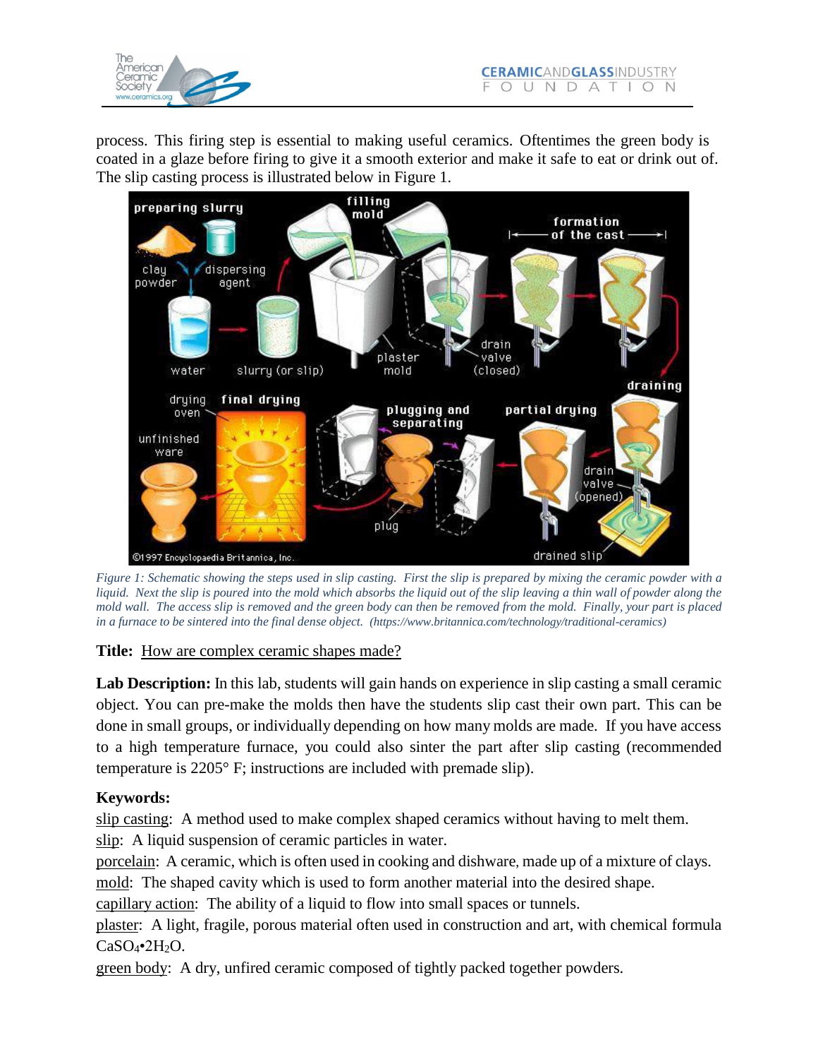process. This firing step is essential to making useful ceramics. Oftentimes the green body is coated in a glaze before firing to give it a smooth exterior and make it safe to eat or drink out of. The slip casting process is illustrated below in Figure 1.

*Figure 1: Schematic showing the steps used in slip casting. First the slip is prepared by mixing the ceramic powder with a liquid. Next the slip is poured into the mold which absorbs the liquid out of the slip leaving a thin wall of powder along the mold wall. The access slip is removed and the green body can then be removed from the mold. Finally, your part is placed in a furnace to be sintered into the final dense object. (https://www.britannica.com/technology/traditional-ceramics)*

**Title:** How are complex ceramic shapes made?

**Lab Description:** In this lab, students will gain hands on experience in slip casting a small ceramic object. You can pre-make the molds then have the students slip cast their own part. This can be done in small groups, or individually depending on how many molds are made. If you have access to a high temperature furnace, you could also sinter the part after slip casting (recommended temperature is 2205° F; instructions are included with premade slip).

**Keywords:**

slip casting: A method used to make complex shaped ceramics without having to melt them.
slip: A liquid suspension of ceramic particles in water.
porcelain: A ceramic, which is often used in cooking and dishware, made up of a mixture of clays.
mold: The shaped cavity which is used to form another material into the desired shape.
capillary action: The ability of a liquid to flow into small spaces or tunnels.
plaster: A light, fragile, porous material often used in construction and art, with chemical formula $CaSO_4 \cdot 2H_2O$.
green body: A dry, unfired ceramic composed of tightly packed together powders.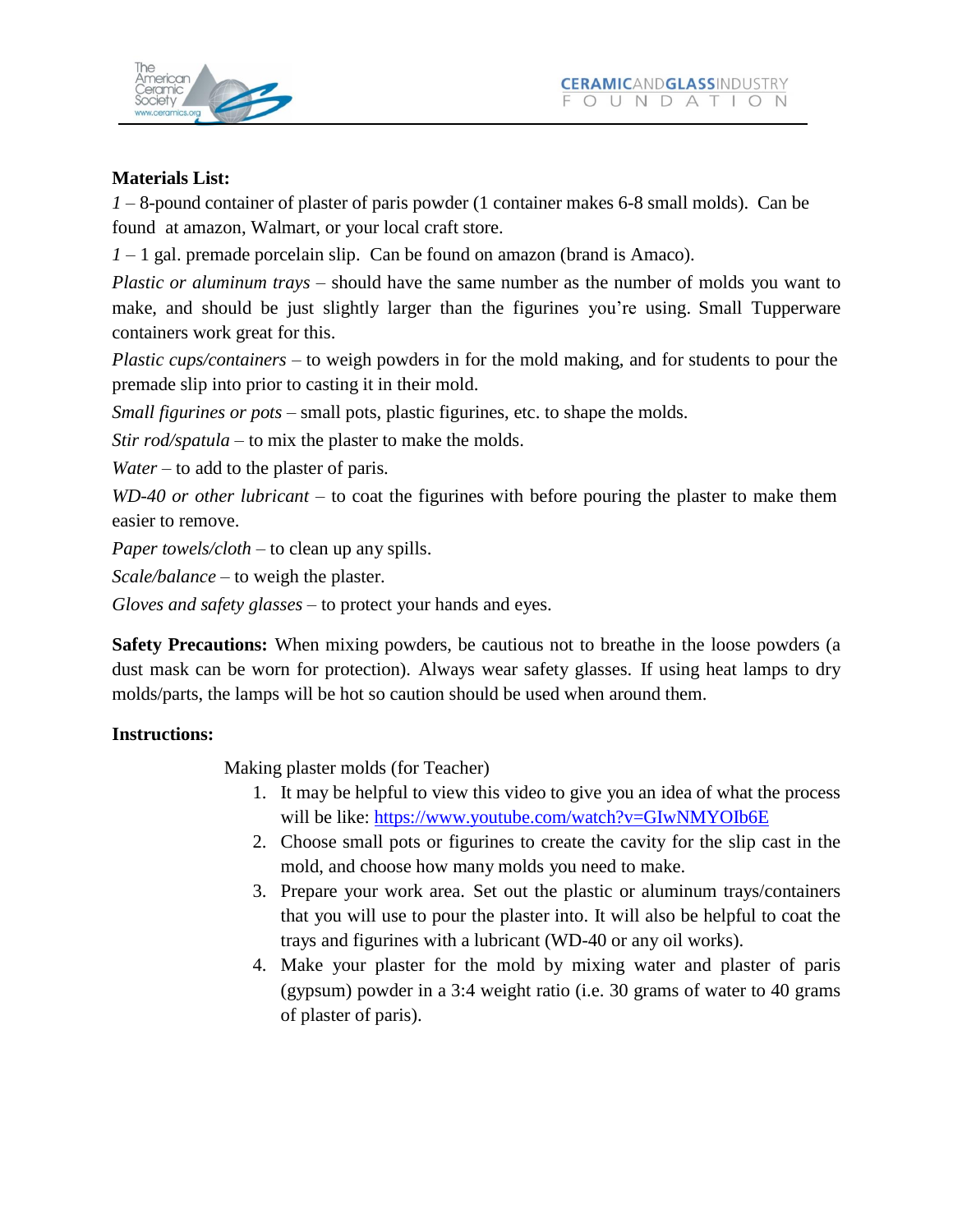**Materials List:**

*1* – 8-pound container of plaster of paris powder (1 container makes 6-8 small molds). Can be found at amazon, Walmart, or your local craft store.

*1* – 1 gal. premade porcelain slip. Can be found on amazon (brand is Amaco).

*Plastic or aluminum trays* – should have the same number as the number of molds you want to make, and should be just slightly larger than the figurines you're using. Small Tupperware containers work great for this.

*Plastic cups/containers* – to weigh powders in for the mold making, and for students to pour the premade slip into prior to casting it in their mold.

*Small figurines or pots* – small pots, plastic figurines, etc. to shape the molds.

*Stir rod/spatula* – to mix the plaster to make the molds.

*Water* – to add to the plaster of paris.

*WD-40 or other lubricant* – to coat the figurines with before pouring the plaster to make them easier to remove.

*Paper towels/cloth* – to clean up any spills.

*Scale/balance* – to weigh the plaster.

*Gloves and safety glasses* – to protect your hands and eyes.

**Safety Precautions:** When mixing powders, be cautious not to breathe in the loose powders (a dust mask can be worn for protection). Always wear safety glasses. If using heat lamps to dry molds/parts, the lamps will be hot so caution should be used when around them.

**Instructions:**

Making plaster molds (for Teacher)

1. It may be helpful to view this video to give you an idea of what the process will be like: [https://www.youtube.com/watch?v=GIwNMYOIb6E](https://www.youtube.com/watch?v=GIwNMYOIb6E)
2. Choose small pots or figurines to create the cavity for the slip cast in the mold, and choose how many molds you need to make.
3. Prepare your work area. Set out the plastic or aluminum trays/containers that you will use to pour the plaster into. It will also be helpful to coat the trays and figurines with a lubricant (WD-40 or any oil works).
4. Make your plaster for the mold by mixing water and plaster of paris (gypsum) powder in a 3:4 weight ratio (i.e. 30 grams of water to 40 grams of plaster of paris).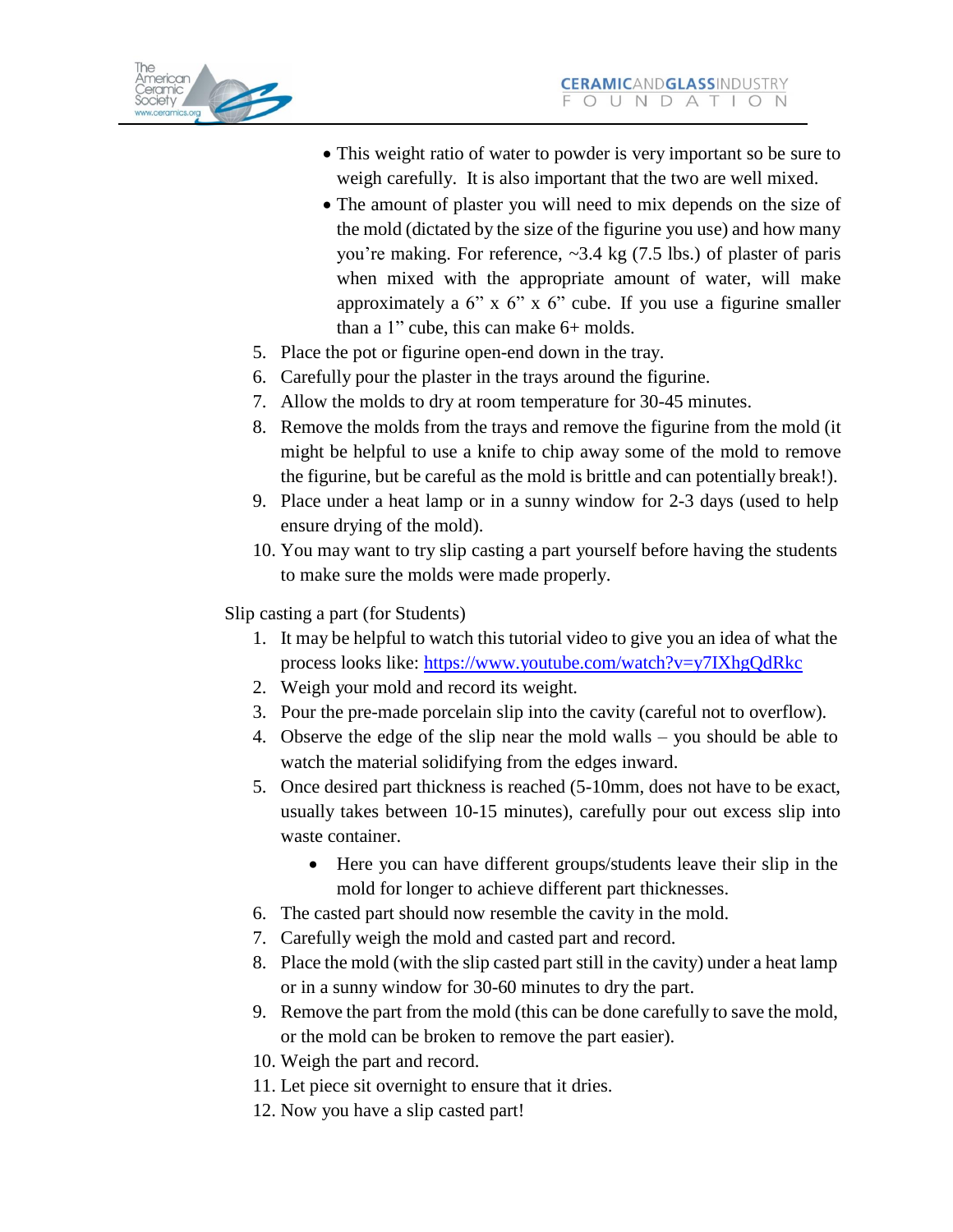- This weight ratio of water to powder is very important so be sure to weigh carefully. It is also important that the two are well mixed.
- The amount of plaster you will need to mix depends on the size of the mold (dictated by the size of the figurine you use) and how many you're making. For reference, ~3.4 kg (7.5 lbs.) of plaster of paris when mixed with the appropriate amount of water, will make approximately a 6" x 6" x 6" cube. If you use a figurine smaller than a 1" cube, this can make 6+ molds.

5. Place the pot or figurine open-end down in the tray.
6. Carefully pour the plaster in the trays around the figurine.
7. Allow the molds to dry at room temperature for 30-45 minutes.
8. Remove the molds from the trays and remove the figurine from the mold (it might be helpful to use a knife to chip away some of the mold to remove the figurine, but be careful as the mold is brittle and can potentially break!).
9. Place under a heat lamp or in a sunny window for 2-3 days (used to help ensure drying of the mold).
10. You may want to try slip casting a part yourself before having the students to make sure the molds were made properly.

Slip casting a part (for Students)

1. It may be helpful to watch this tutorial video to give you an idea of what the process looks like: [https://www.youtube.com/watch?v=y7IXhgQdRkc](https://www.youtube.com/watch?v=y7IXhgQdRkc)
2. Weigh your mold and record its weight.
3. Pour the pre-made porcelain slip into the cavity (careful not to overflow).
4. Observe the edge of the slip near the mold walls – you should be able to watch the material solidifying from the edges inward.
5. Once desired part thickness is reached (5-10mm, does not have to be exact, usually takes between 10-15 minutes), carefully pour out excess slip into waste container.
   - Here you can have different groups/students leave their slip in the mold for longer to achieve different part thicknesses.
6. The casted part should now resemble the cavity in the mold.
7. Carefully weigh the mold and casted part and record.
8. Place the mold (with the slip casted part still in the cavity) under a heat lamp or in a sunny window for 30-60 minutes to dry the part.
9. Remove the part from the mold (this can be done carefully to save the mold, or the mold can be broken to remove the part easier).
10. Weigh the part and record.
11. Let piece sit overnight to ensure that it dries.
12. Now you have a slip casted part!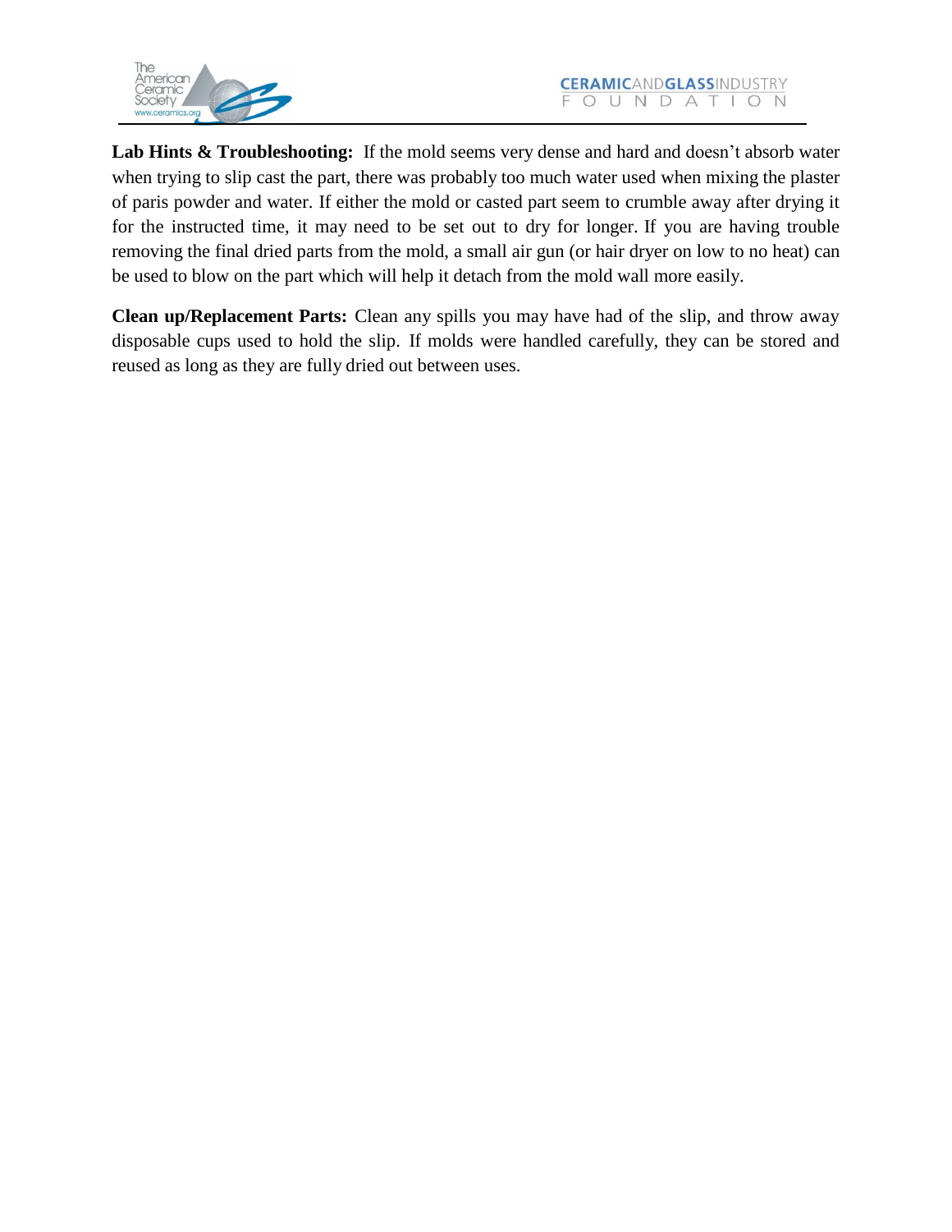**Lab Hints & Troubleshooting:** If the mold seems very dense and hard and doesn't absorb water when trying to slip cast the part, there was probably too much water used when mixing the plaster of paris powder and water. If either the mold or casted part seem to crumble away after drying it for the instructed time, it may need to be set out to dry for longer. If you are having trouble removing the final dried parts from the mold, a small air gun (or hair dryer on low to no heat) can be used to blow on the part which will help it detach from the mold wall more easily.

**Clean up/Replacement Parts:** Clean any spills you may have had of the slip, and throw away disposable cups used to hold the slip. If molds were handled carefully, they can be stored and reused as long as they are fully dried out between uses.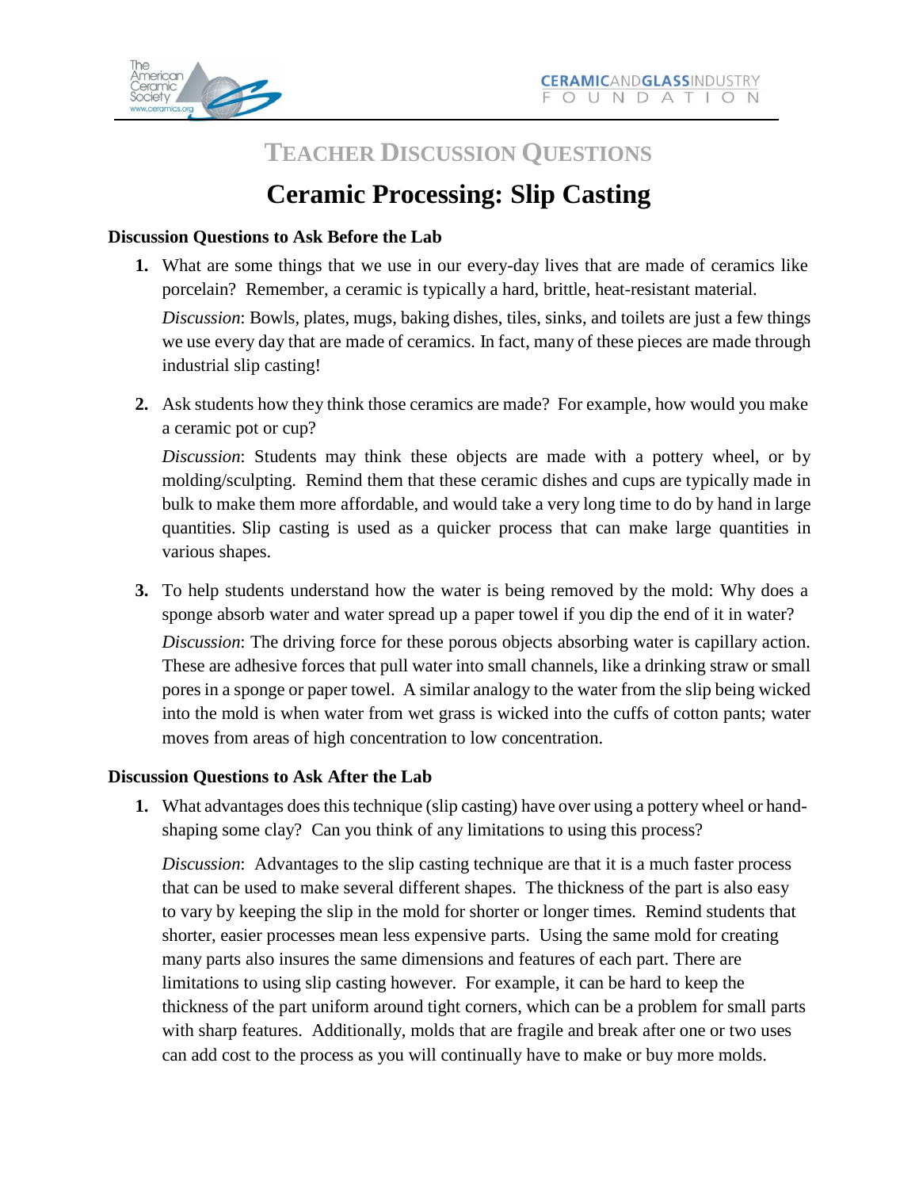## TEACHER DISCUSSION QUESTIONS

# Ceramic Processing: Slip Casting

### Discussion Questions to Ask Before the Lab

1. What are some things that we use in our every-day lives that are made of ceramics like porcelain? Remember, a ceramic is typically a hard, brittle, heat-resistant material.

   *Discussion*: Bowls, plates, mugs, baking dishes, tiles, sinks, and toilets are just a few things we use every day that are made of ceramics. In fact, many of these pieces are made through industrial slip casting!

2. Ask students how they think those ceramics are made? For example, how would you make a ceramic pot or cup?

   *Discussion*: Students may think these objects are made with a pottery wheel, or by molding/sculpting. Remind them that these ceramic dishes and cups are typically made in bulk to make them more affordable, and would take a very long time to do by hand in large quantities. Slip casting is used as a quicker process that can make large quantities in various shapes.

3. To help students understand how the water is being removed by the mold: Why does a sponge absorb water and water spread up a paper towel if you dip the end of it in water?

   *Discussion*: The driving force for these porous objects absorbing water is capillary action. These are adhesive forces that pull water into small channels, like a drinking straw or small pores in a sponge or paper towel. A similar analogy to the water from the slip being wicked into the mold is when water from wet grass is wicked into the cuffs of cotton pants; water moves from areas of high concentration to low concentration.

### Discussion Questions to Ask After the Lab

1. What advantages does this technique (slip casting) have over using a pottery wheel or hand-shaping some clay? Can you think of any limitations to using this process?

   *Discussion*: Advantages to the slip casting technique are that it is a much faster process that can be used to make several different shapes. The thickness of the part is also easy to vary by keeping the slip in the mold for shorter or longer times. Remind students that shorter, easier processes mean less expensive parts. Using the same mold for creating many parts also insures the same dimensions and features of each part. There are limitations to using slip casting however. For example, it can be hard to keep the thickness of the part uniform around tight corners, which can be a problem for small parts with sharp features. Additionally, molds that are fragile and break after one or two uses can add cost to the process as you will continually have to make or buy more molds.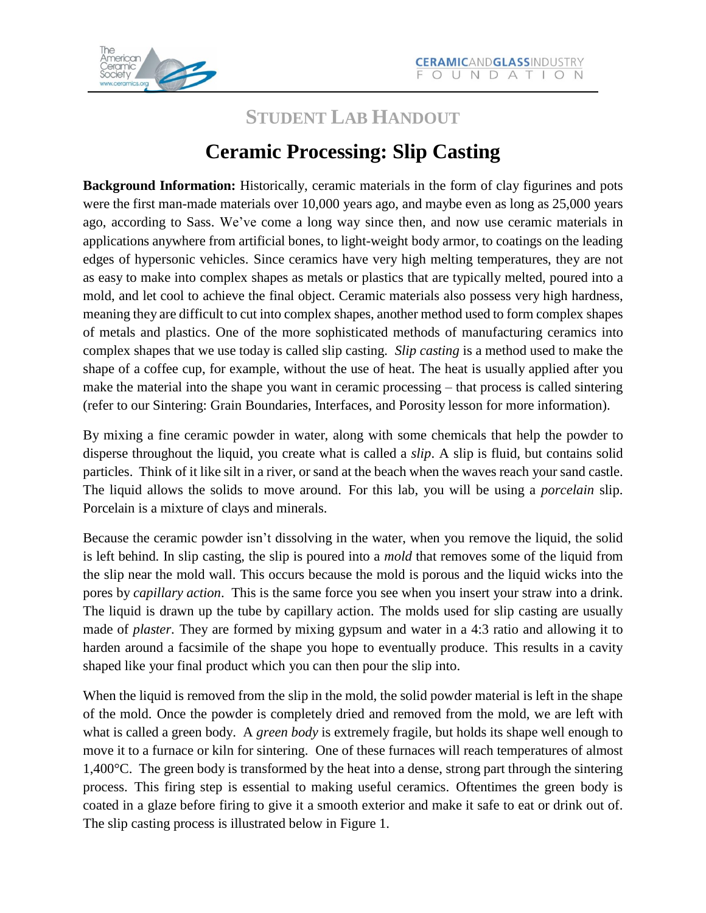## STUDENT LAB HANDOUT

# Ceramic Processing: Slip Casting

**Background Information:** Historically, ceramic materials in the form of clay figurines and pots were the first man-made materials over 10,000 years ago, and maybe even as long as 25,000 years ago, according to Sass. We've come a long way since then, and now use ceramic materials in applications anywhere from artificial bones, to light-weight body armor, to coatings on the leading edges of hypersonic vehicles. Since ceramics have very high melting temperatures, they are not as easy to make into complex shapes as metals or plastics that are typically melted, poured into a mold, and let cool to achieve the final object. Ceramic materials also possess very high hardness, meaning they are difficult to cut into complex shapes, another method used to form complex shapes of metals and plastics. One of the more sophisticated methods of manufacturing ceramics into complex shapes that we use today is called slip casting. *Slip casting* is a method used to make the shape of a coffee cup, for example, without the use of heat. The heat is usually applied after you make the material into the shape you want in ceramic processing – that process is called sintering (refer to our Sintering: Grain Boundaries, Interfaces, and Porosity lesson for more information).

By mixing a fine ceramic powder in water, along with some chemicals that help the powder to disperse throughout the liquid, you create what is called a *slip*. A slip is fluid, but contains solid particles. Think of it like silt in a river, or sand at the beach when the waves reach your sand castle. The liquid allows the solids to move around. For this lab, you will be using a *porcelain* slip. Porcelain is a mixture of clays and minerals.

Because the ceramic powder isn't dissolving in the water, when you remove the liquid, the solid is left behind. In slip casting, the slip is poured into a *mold* that removes some of the liquid from the slip near the mold wall. This occurs because the mold is porous and the liquid wicks into the pores by *capillary action*. This is the same force you see when you insert your straw into a drink. The liquid is drawn up the tube by capillary action. The molds used for slip casting are usually made of *plaster*. They are formed by mixing gypsum and water in a 4:3 ratio and allowing it to harden around a facsimile of the shape you hope to eventually produce. This results in a cavity shaped like your final product which you can then pour the slip into.

When the liquid is removed from the slip in the mold, the solid powder material is left in the shape of the mold. Once the powder is completely dried and removed from the mold, we are left with what is called a green body. A *green body* is extremely fragile, but holds its shape well enough to move it to a furnace or kiln for sintering. One of these furnaces will reach temperatures of almost 1,400°C. The green body is transformed by the heat into a dense, strong part through the sintering process. This firing step is essential to making useful ceramics. Oftentimes the green body is coated in a glaze before firing to give it a smooth exterior and make it safe to eat or drink out of. The slip casting process is illustrated below in Figure 1.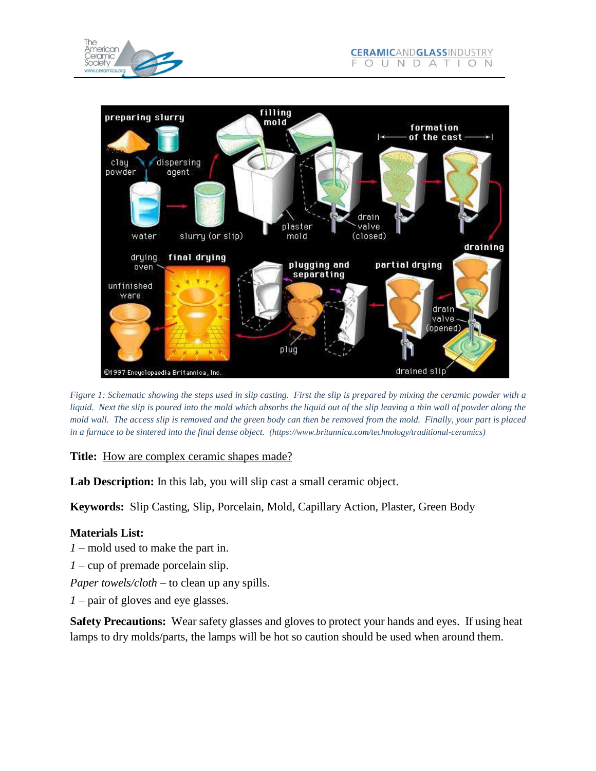*Figure 1: Schematic showing the steps used in slip casting. First the slip is prepared by mixing the ceramic powder with a liquid. Next the slip is poured into the mold which absorbs the liquid out of the slip leaving a thin wall of powder along the mold wall. The access slip is removed and the green body can then be removed from the mold. Finally, your part is placed in a furnace to be sintered into the final dense object. (https://www.britannica.com/technology/traditional-ceramics)*

**Title:** How are complex ceramic shapes made?

**Lab Description:** In this lab, you will slip cast a small ceramic object.

**Keywords:** Slip Casting, Slip, Porcelain, Mold, Capillary Action, Plaster, Green Body

**Materials List:**

*1* – mold used to make the part in.

*1* – cup of premade porcelain slip.

*Paper towels/cloth* – to clean up any spills.

*1* – pair of gloves and eye glasses.

**Safety Precautions:** Wear safety glasses and gloves to protect your hands and eyes. If using heat lamps to dry molds/parts, the lamps will be hot so caution should be used when around them.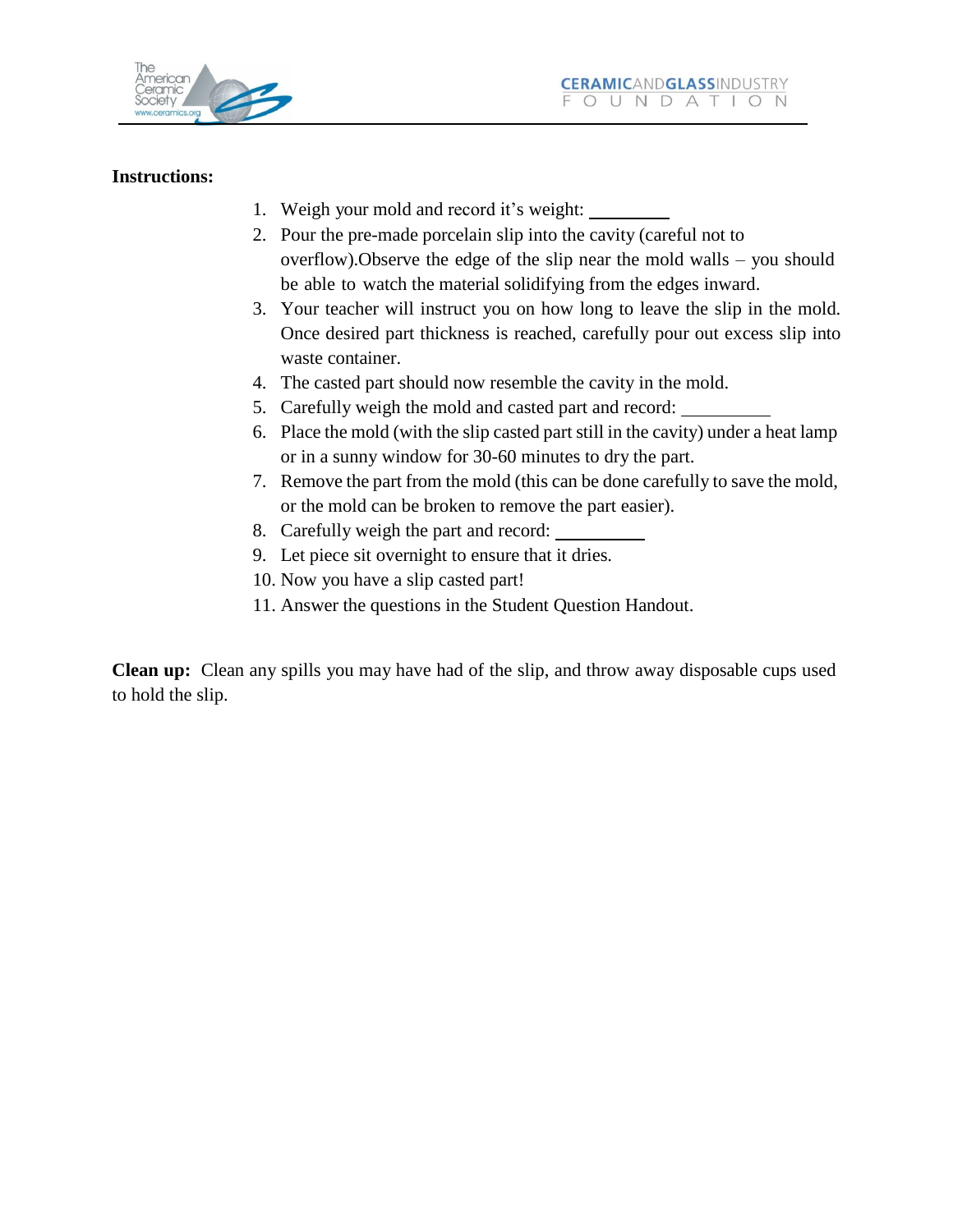**Instructions:**

1. Weigh your mold and record it's weight: ________
2. Pour the pre-made porcelain slip into the cavity (careful not to overflow).Observe the edge of the slip near the mold walls – you should be able to watch the material solidifying from the edges inward.
3. Your teacher will instruct you on how long to leave the slip in the mold. Once desired part thickness is reached, carefully pour out excess slip into waste container.
4. The casted part should now resemble the cavity in the mold.
5. Carefully weigh the mold and casted part and record: __________
6. Place the mold (with the slip casted part still in the cavity) under a heat lamp or in a sunny window for 30-60 minutes to dry the part.
7. Remove the part from the mold (this can be done carefully to save the mold, or the mold can be broken to remove the part easier).
8. Carefully weigh the part and record: __________
9. Let piece sit overnight to ensure that it dries.
10. Now you have a slip casted part!
11. Answer the questions in the Student Question Handout.

**Clean up:** Clean any spills you may have had of the slip, and throw away disposable cups used to hold the slip.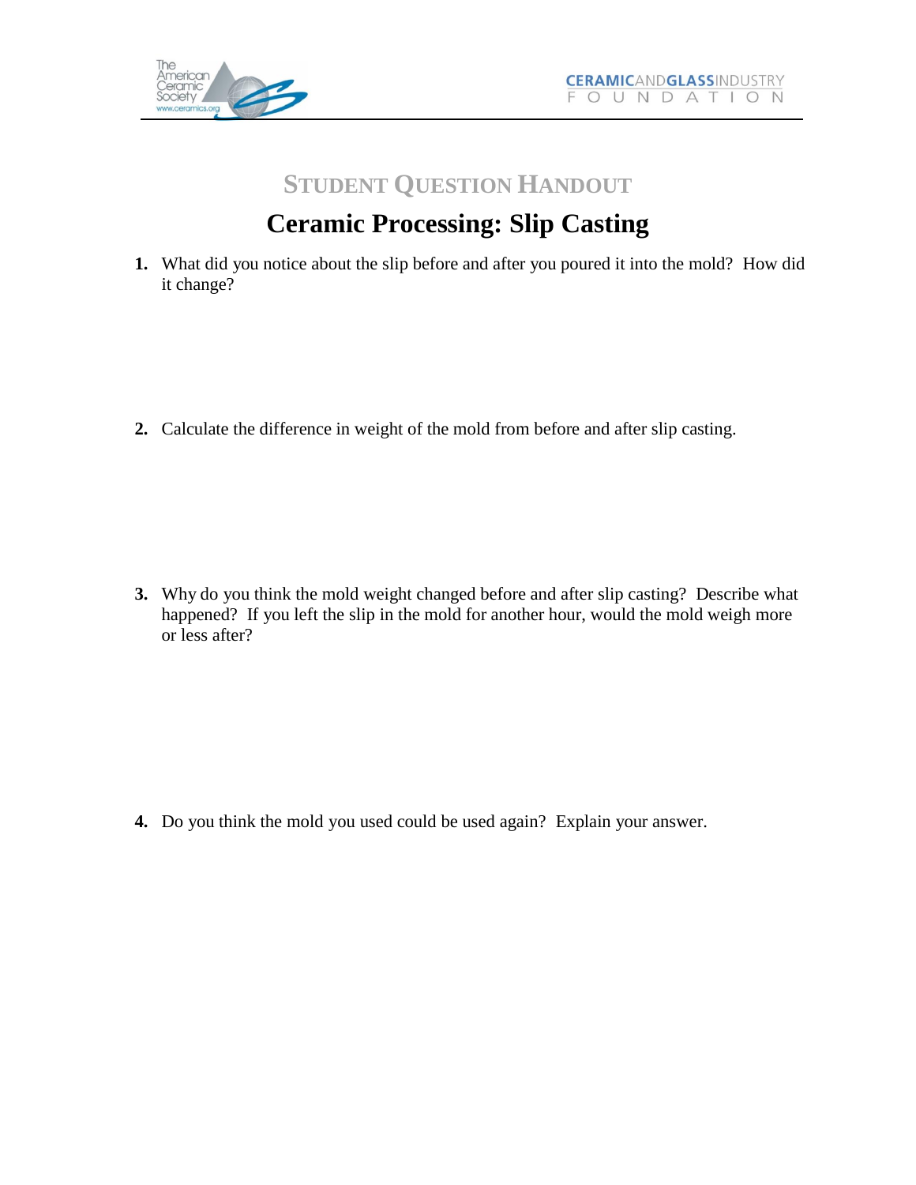## Student Question Handout

# Ceramic Processing: Slip Casting

1. What did you notice about the slip before and after you poured it into the mold? How did it change?

2. Calculate the difference in weight of the mold from before and after slip casting.

3. Why do you think the mold weight changed before and after slip casting? Describe what happened? If you left the slip in the mold for another hour, would the mold weigh more or less after?

4. Do you think the mold you used could be used again? Explain your answer.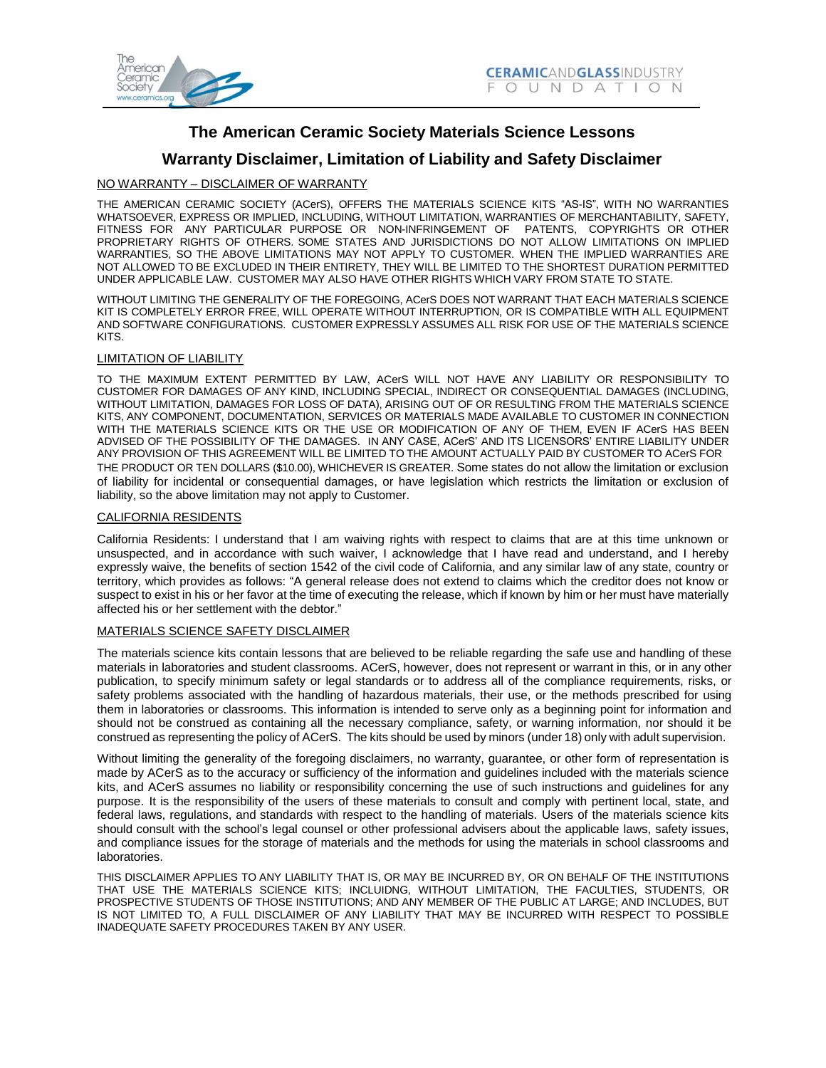# The American Ceramic Society Materials Science Lessons

## Warranty Disclaimer, Limitation of Liability and Safety Disclaimer

NO WARRANTY – DISCLAIMER OF WARRANTY

THE AMERICAN CERAMIC SOCIETY (ACerS), OFFERS THE MATERIALS SCIENCE KITS "AS-IS", WITH NO WARRANTIES WHATSOEVER, EXPRESS OR IMPLIED, INCLUDING, WITHOUT LIMITATION, WARRANTIES OF MERCHANTABILITY, SAFETY, FITNESS FOR ANY PARTICULAR PURPOSE OR NON-INFRINGEMENT OF PATENTS, COPYRIGHTS OR OTHER PROPRIETARY RIGHTS OF OTHERS. SOME STATES AND JURISDICTIONS DO NOT ALLOW LIMITATIONS ON IMPLIED WARRANTIES, SO THE ABOVE LIMITATIONS MAY NOT APPLY TO CUSTOMER. WHEN THE IMPLIED WARRANTIES ARE NOT ALLOWED TO BE EXCLUDED IN THEIR ENTIRETY, THEY WILL BE LIMITED TO THE SHORTEST DURATION PERMITTED UNDER APPLICABLE LAW. CUSTOMER MAY ALSO HAVE OTHER RIGHTS WHICH VARY FROM STATE TO STATE.

WITHOUT LIMITING THE GENERALITY OF THE FOREGOING, ACerS DOES NOT WARRANT THAT EACH MATERIALS SCIENCE KIT IS COMPLETELY ERROR FREE, WILL OPERATE WITHOUT INTERRUPTION, OR IS COMPATIBLE WITH ALL EQUIPMENT AND SOFTWARE CONFIGURATIONS. CUSTOMER EXPRESSLY ASSUMES ALL RISK FOR USE OF THE MATERIALS SCIENCE KITS.

LIMITATION OF LIABILITY

TO THE MAXIMUM EXTENT PERMITTED BY LAW, ACerS WILL NOT HAVE ANY LIABILITY OR RESPONSIBILITY TO CUSTOMER FOR DAMAGES OF ANY KIND, INCLUDING SPECIAL, INDIRECT OR CONSEQUENTIAL DAMAGES (INCLUDING, WITHOUT LIMITATION, DAMAGES FOR LOSS OF DATA), ARISING OUT OF OR RESULTING FROM THE MATERIALS SCIENCE KITS, ANY COMPONENT, DOCUMENTATION, SERVICES OR MATERIALS MADE AVAILABLE TO CUSTOMER IN CONNECTION WITH THE MATERIALS SCIENCE KITS OR THE USE OR MODIFICATION OF ANY OF THEM, EVEN IF ACerS HAS BEEN ADVISED OF THE POSSIBILITY OF THE DAMAGES. IN ANY CASE, ACerS' AND ITS LICENSORS' ENTIRE LIABILITY UNDER ANY PROVISION OF THIS AGREEMENT WILL BE LIMITED TO THE AMOUNT ACTUALLY PAID BY CUSTOMER TO ACerS FOR THE PRODUCT OR TEN DOLLARS ($10.00), WHICHEVER IS GREATER. Some states do not allow the limitation or exclusion of liability for incidental or consequential damages, or have legislation which restricts the limitation or exclusion of liability, so the above limitation may not apply to Customer.

CALIFORNIA RESIDENTS

California Residents: I understand that I am waiving rights with respect to claims that are at this time unknown or unsuspected, and in accordance with such waiver, I acknowledge that I have read and understand, and I hereby expressly waive, the benefits of section 1542 of the civil code of California, and any similar law of any state, country or territory, which provides as follows: "A general release does not extend to claims which the creditor does not know or suspect to exist in his or her favor at the time of executing the release, which if known by him or her must have materially affected his or her settlement with the debtor."

MATERIALS SCIENCE SAFETY DISCLAIMER

The materials science kits contain lessons that are believed to be reliable regarding the safe use and handling of these materials in laboratories and student classrooms. ACerS, however, does not represent or warrant in this, or in any other publication, to specify minimum safety or legal standards or to address all of the compliance requirements, risks, or safety problems associated with the handling of hazardous materials, their use, or the methods prescribed for using them in laboratories or classrooms. This information is intended to serve only as a beginning point for information and should not be construed as containing all the necessary compliance, safety, or warning information, nor should it be construed as representing the policy of ACerS. The kits should be used by minors (under 18) only with adult supervision.

Without limiting the generality of the foregoing disclaimers, no warranty, guarantee, or other form of representation is made by ACerS as to the accuracy or sufficiency of the information and guidelines included with the materials science kits, and ACerS assumes no liability or responsibility concerning the use of such instructions and guidelines for any purpose. It is the responsibility of the users of these materials to consult and comply with pertinent local, state, and federal laws, regulations, and standards with respect to the handling of materials. Users of the materials science kits should consult with the school's legal counsel or other professional advisers about the applicable laws, safety issues, and compliance issues for the storage of materials and the methods for using the materials in school classrooms and laboratories.

THIS DISCLAIMER APPLIES TO ANY LIABILITY THAT IS, OR MAY BE INCURRED BY, OR ON BEHALF OF THE INSTITUTIONS THAT USE THE MATERIALS SCIENCE KITS; INCLUIDNG, WITHOUT LIMITATION, THE FACULTIES, STUDENTS, OR PROSPECTIVE STUDENTS OF THOSE INSTITUTIONS; AND ANY MEMBER OF THE PUBLIC AT LARGE; AND INCLUDES, BUT IS NOT LIMITED TO, A FULL DISCLAIMER OF ANY LIABILITY THAT MAY BE INCURRED WITH RESPECT TO POSSIBLE INADEQUATE SAFETY PROCEDURES TAKEN BY ANY USER.